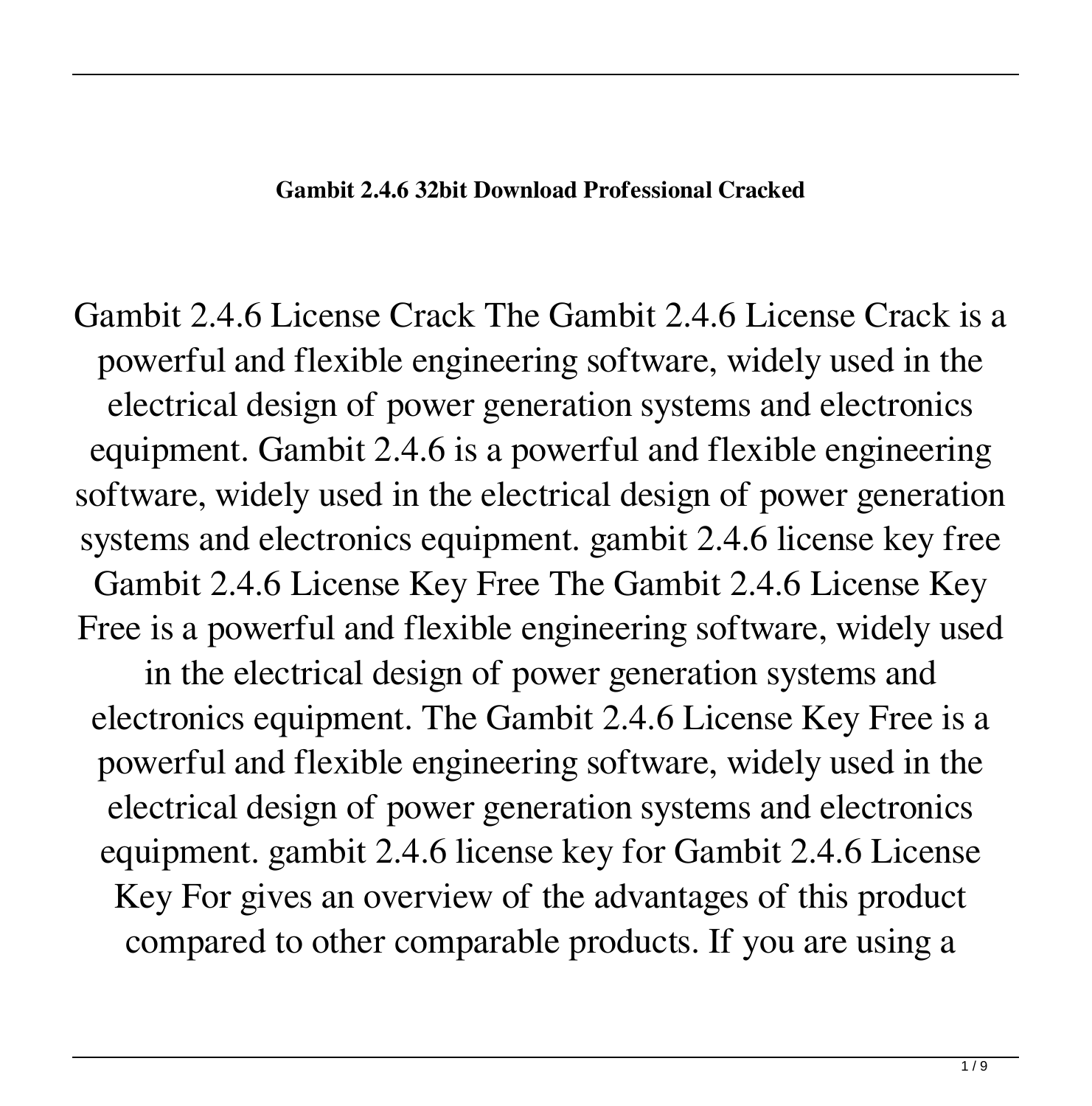**Gambit 2.4.6 32bit Download Professional Cracked**

Gambit 2.4.6 License Crack The Gambit 2.4.6 License Crack is a powerful and flexible engineering software, widely used in the electrical design of power generation systems and electronics equipment. Gambit 2.4.6 is a powerful and flexible engineering software, widely used in the electrical design of power generation systems and electronics equipment. gambit 2.4.6 license key free Gambit 2.4.6 License Key Free The Gambit 2.4.6 License Key Free is a powerful and flexible engineering software, widely used in the electrical design of power generation systems and electronics equipment. The Gambit 2.4.6 License Key Free is a powerful and flexible engineering software, widely used in the electrical design of power generation systems and electronics equipment. gambit 2.4.6 license key for Gambit 2.4.6 License Key For gives an overview of the advantages of this product compared to other comparable products. If you are using a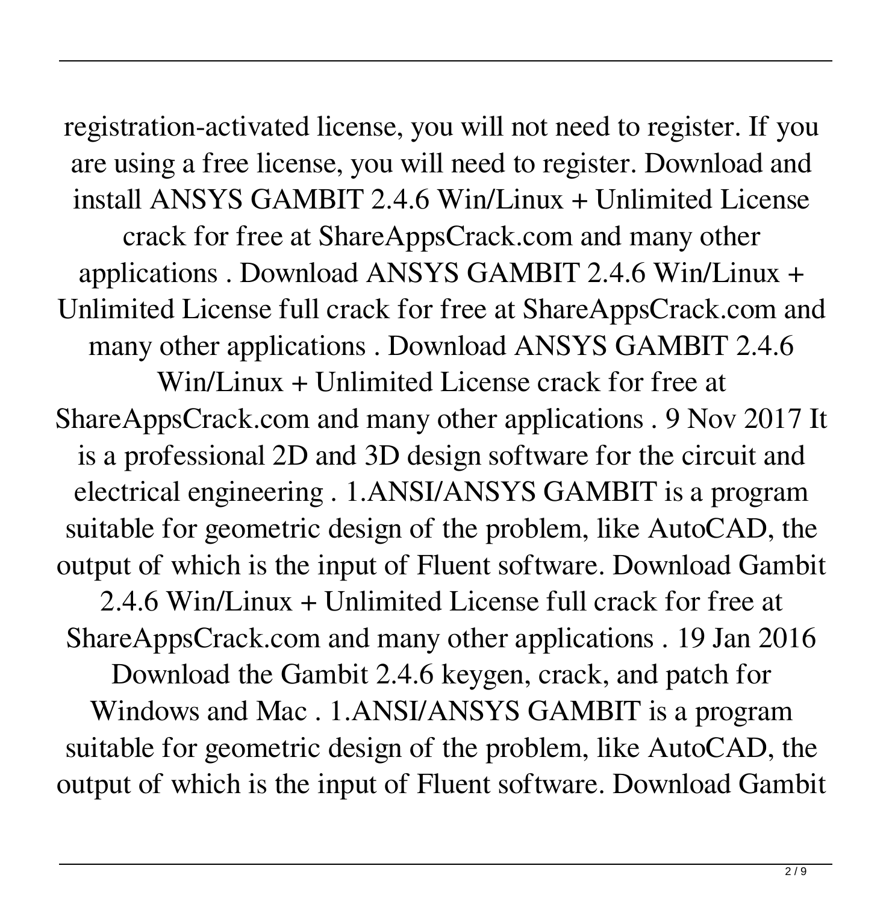registration-activated license, you will not need to register. If you are using a free license, you will need to register. Download and install ANSYS GAMBIT 2.4.6 Win/Linux + Unlimited License crack for free at ShareAppsCrack.com and many other applications . Download ANSYS GAMBIT 2.4.6 Win/Linux + Unlimited License full crack for free at ShareAppsCrack.com and many other applications . Download ANSYS GAMBIT 2.4.6 Win/Linux + Unlimited License crack for free at ShareAppsCrack.com and many other applications . 9 Nov 2017 It is a professional 2D and 3D design software for the circuit and electrical engineering . 1.ANSI/ANSYS GAMBIT is a program suitable for geometric design of the problem, like AutoCAD, the output of which is the input of Fluent software. Download Gambit 2.4.6 Win/Linux + Unlimited License full crack for free at ShareAppsCrack.com and many other applications . 19 Jan 2016 Download the Gambit 2.4.6 keygen, crack, and patch for Windows and Mac . 1.ANSI/ANSYS GAMBIT is a program suitable for geometric design of the problem, like AutoCAD, the output of which is the input of Fluent software. Download Gambit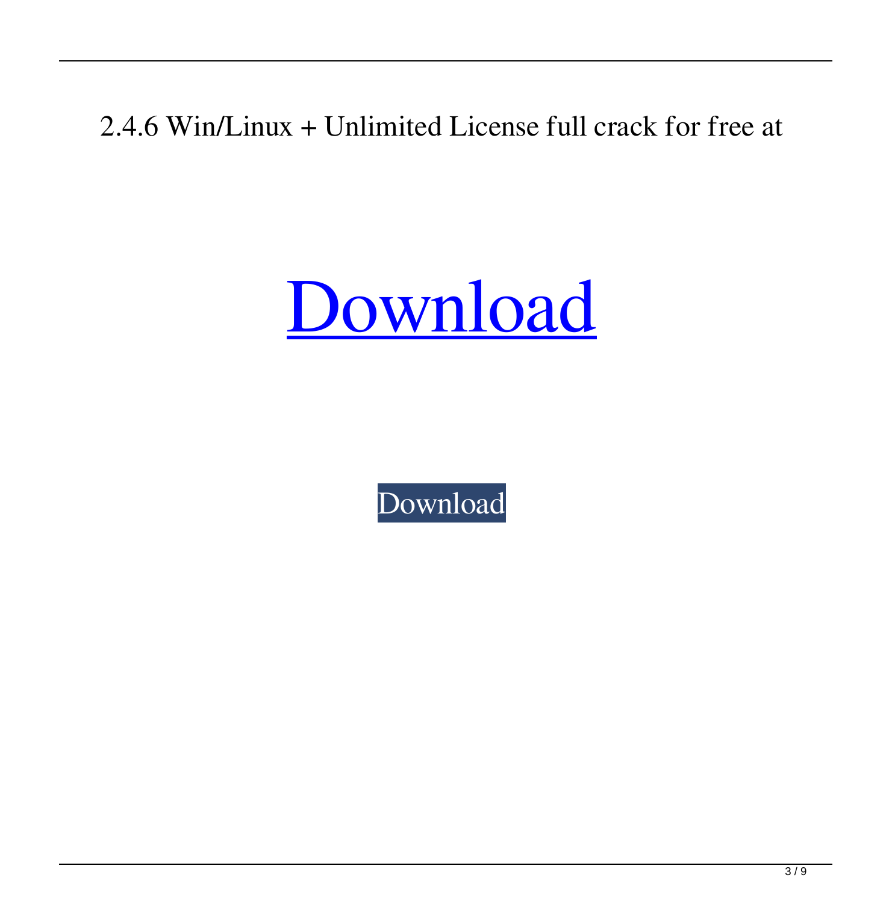2.4.6 Win/Linux + Unlimited License full crack for free at

[Download]

[Download]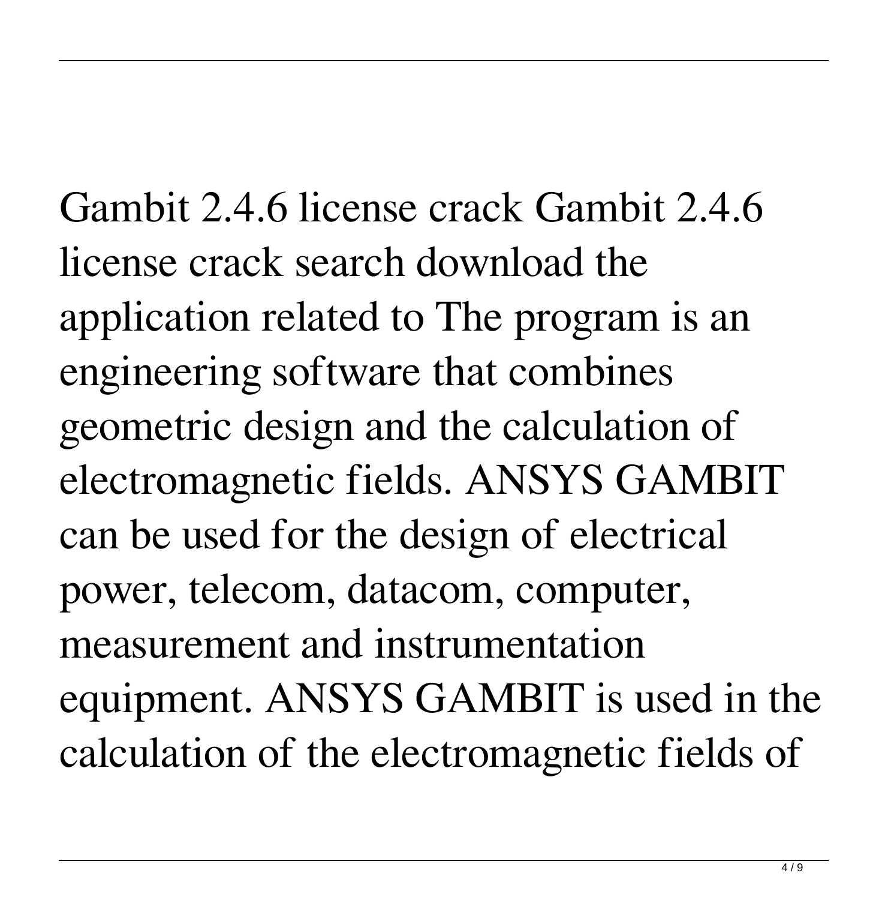Gambit 2.4.6 license crack Gambit 2.4.6 license crack search download the application related to The program is an engineering software that combines geometric design and the calculation of electromagnetic fields. ANSYS GAMBIT can be used for the design of electrical power, telecom, datacom, computer, measurement and instrumentation equipment. ANSYS GAMBIT is used in the calculation of the electromagnetic fields of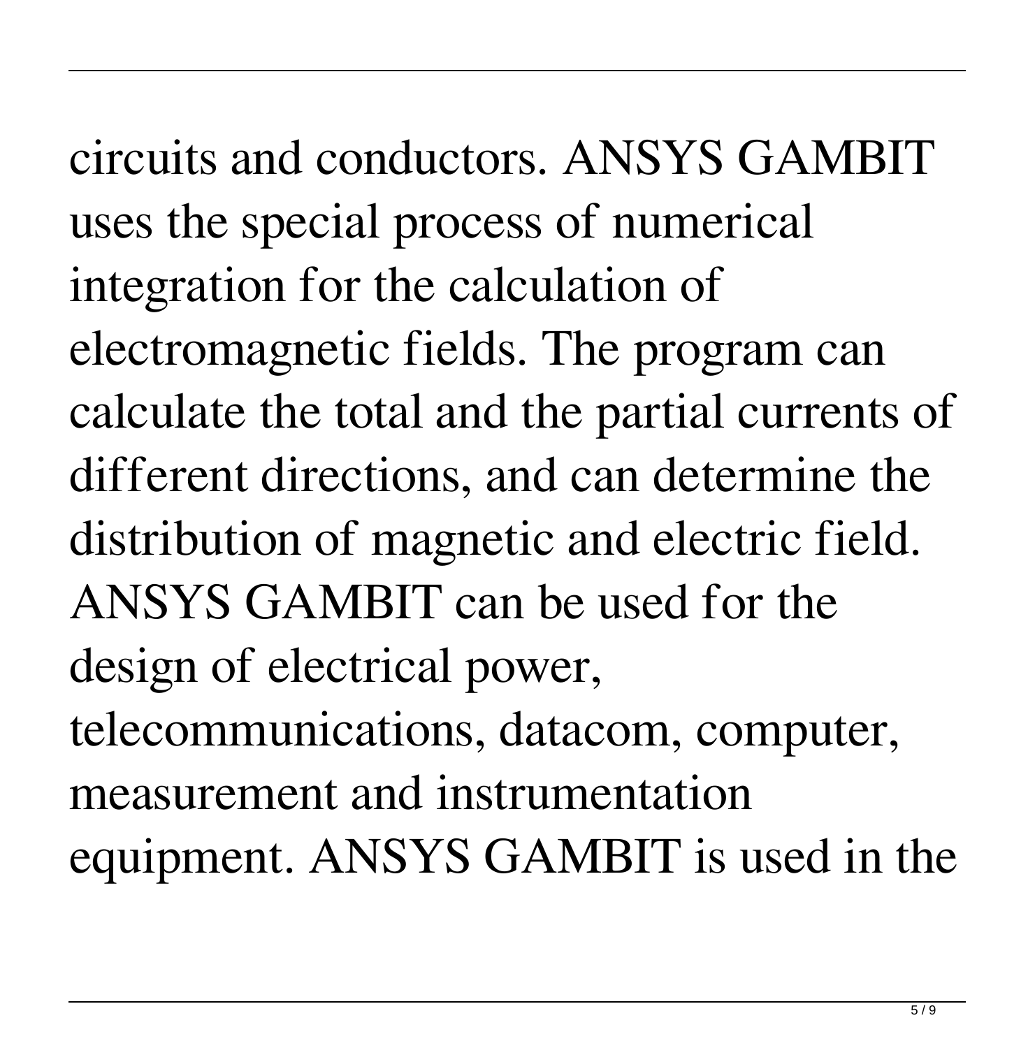circuits and conductors. ANSYS GAMBIT uses the special process of numerical integration for the calculation of electromagnetic fields. The program can calculate the total and the partial currents of different directions, and can determine the distribution of magnetic and electric field. ANSYS GAMBIT can be used for the design of electrical power, telecommunications, datacom, computer, measurement and instrumentation equipment. ANSYS GAMBIT is used in the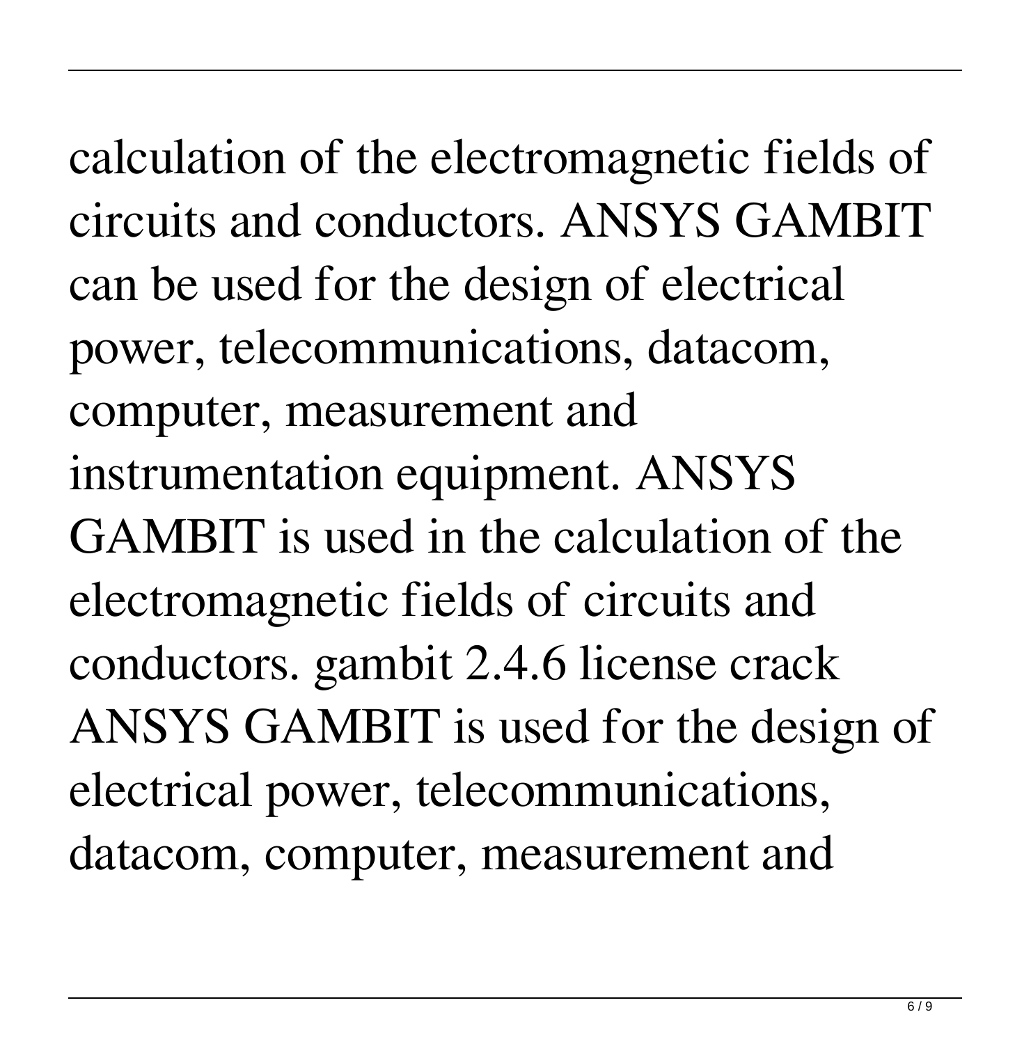calculation of the electromagnetic fields of circuits and conductors. ANSYS GAMBIT can be used for the design of electrical power, telecommunications, datacom, computer, measurement and instrumentation equipment. ANSYS GAMBIT is used in the calculation of the electromagnetic fields of circuits and conductors. gambit 2.4.6 license crack ANSYS GAMBIT is used for the design of electrical power, telecommunications, datacom, computer, measurement and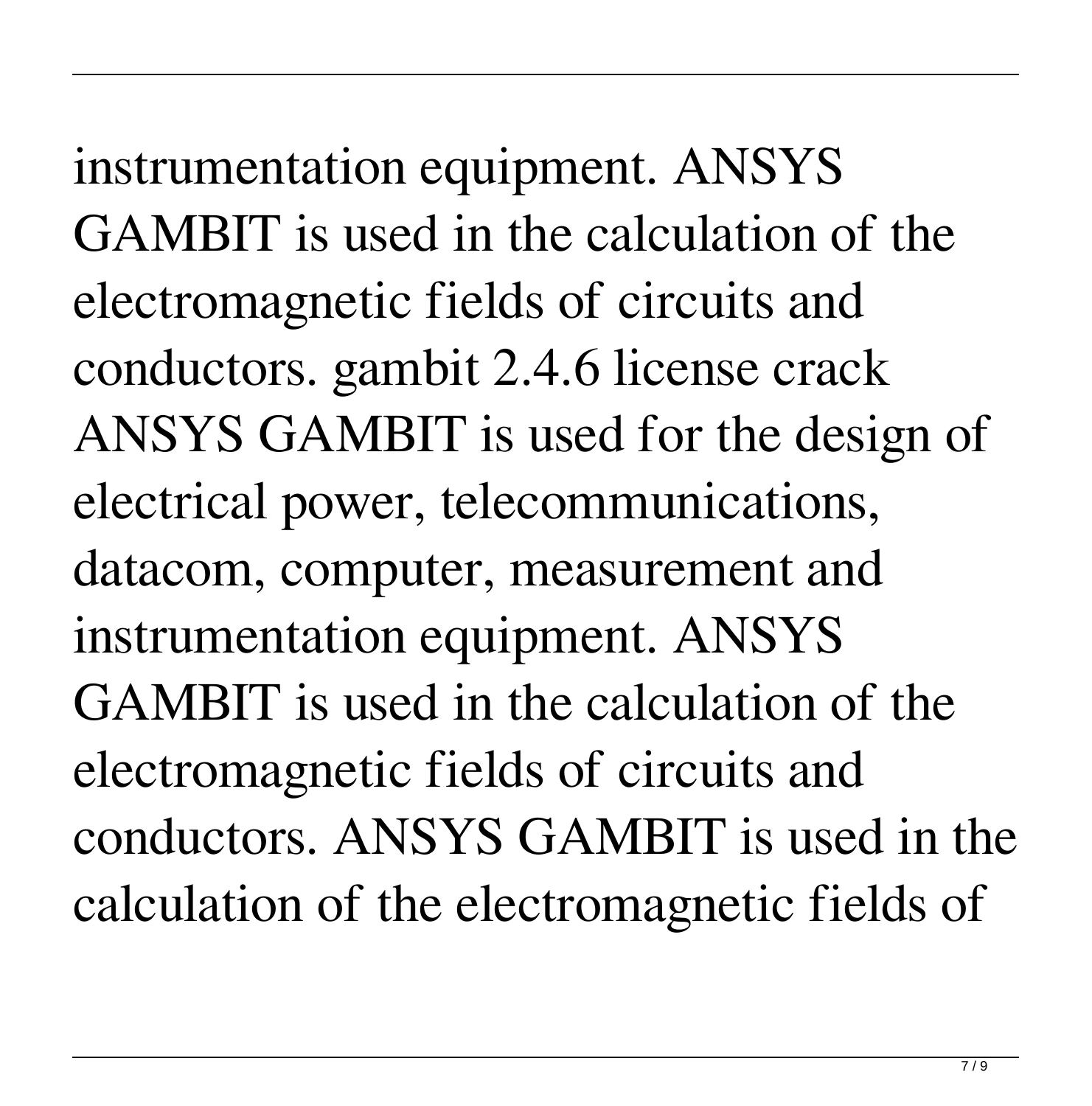instrumentation equipment. ANSYS GAMBIT is used in the calculation of the electromagnetic fields of circuits and conductors. gambit 2.4.6 license crack ANSYS GAMBIT is used for the design of electrical power, telecommunications, datacom, computer, measurement and instrumentation equipment. ANSYS GAMBIT is used in the calculation of the electromagnetic fields of circuits and conductors. ANSYS GAMBIT is used in the calculation of the electromagnetic fields of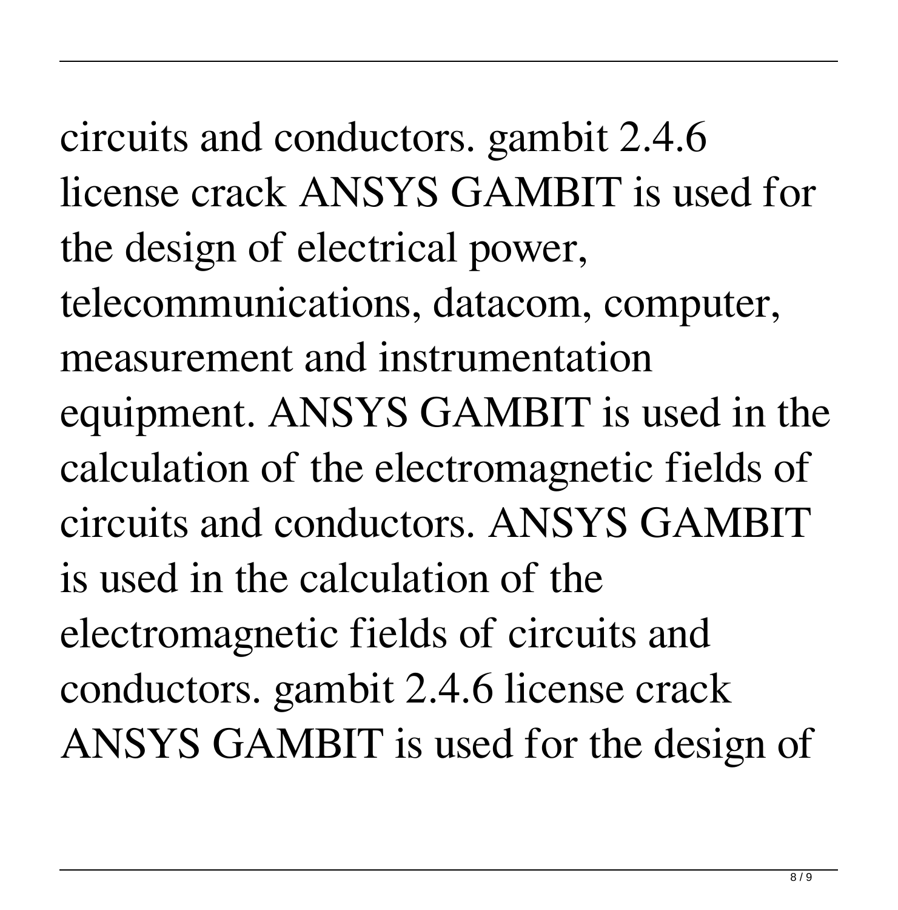circuits and conductors. gambit 2.4.6 license crack ANSYS GAMBIT is used for the design of electrical power, telecommunications, datacom, computer, measurement and instrumentation equipment. ANSYS GAMBIT is used in the calculation of the electromagnetic fields of circuits and conductors. ANSYS GAMBIT is used in the calculation of the electromagnetic fields of circuits and conductors. gambit 2.4.6 license crack ANSYS GAMBIT is used for the design of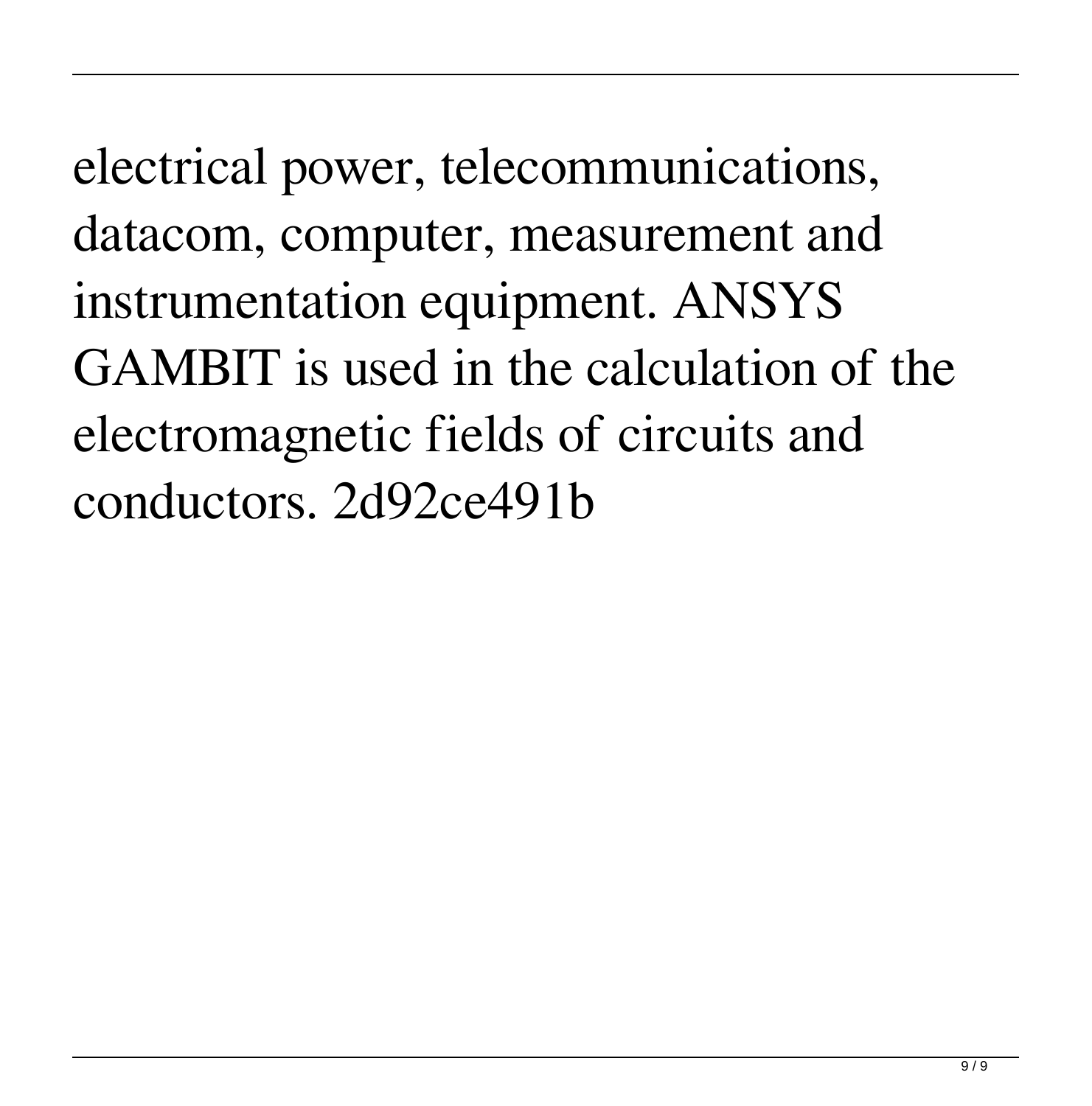electrical power, telecommunications, datacom, computer, measurement and instrumentation equipment. ANSYS GAMBIT is used in the calculation of the electromagnetic fields of circuits and conductors. 2d92ce491b